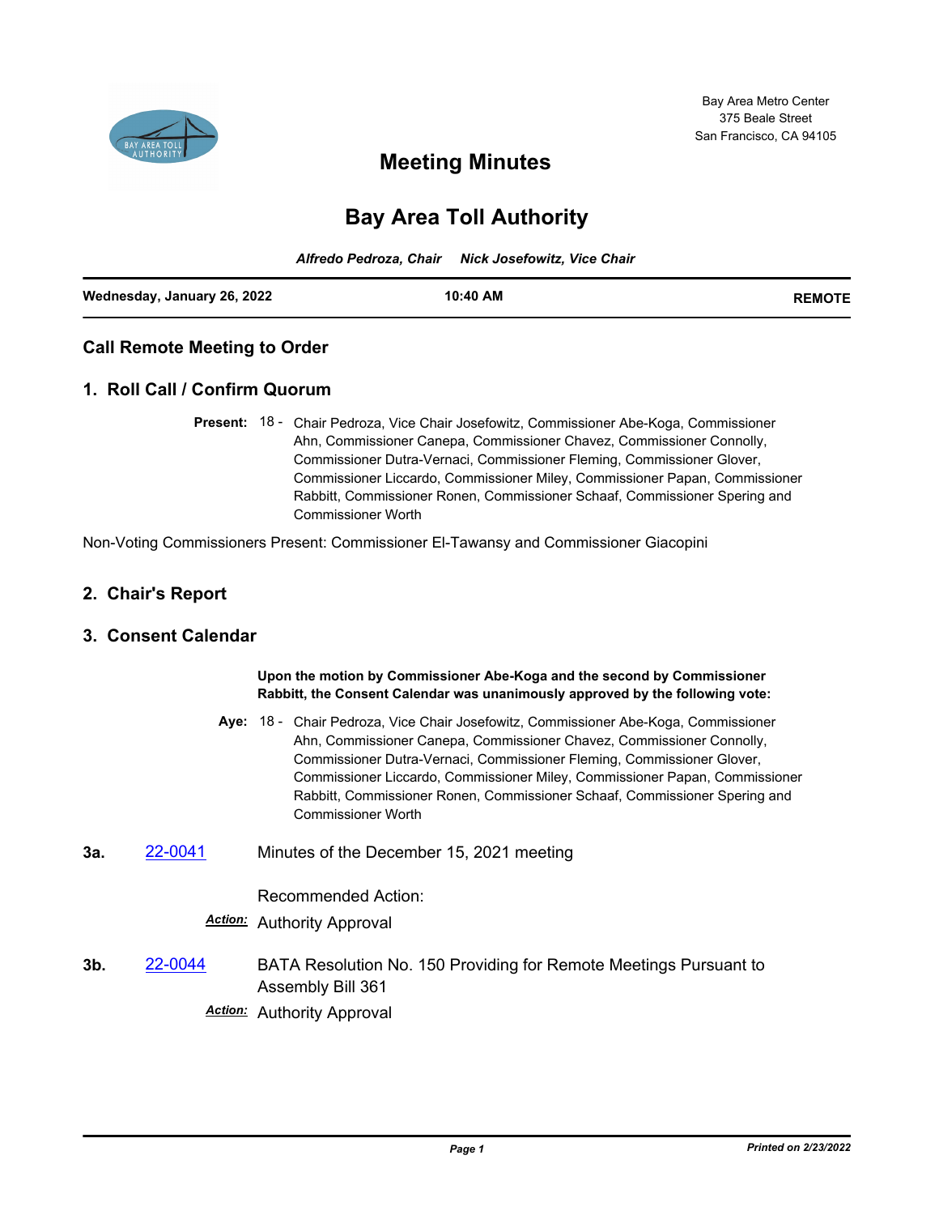Bay Area Metro Center
375 Beale Street
San Francisco, CA 94105

# Meeting Minutes

# Bay Area Toll Authority

*Alfredo Pedroza, Chair    Nick Josefowitz, Vice Chair*

| **Wednesday, January 26, 2022** | **10:40 AM** | **REMOTE** |
|---|---|---|

## Call Remote Meeting to Order

## 1. Roll Call / Confirm Quorum

**Present:** 18 - Chair Pedroza, Vice Chair Josefowitz, Commissioner Abe-Koga, Commissioner Ahn, Commissioner Canepa, Commissioner Chavez, Commissioner Connolly, Commissioner Dutra-Vernaci, Commissioner Fleming, Commissioner Glover, Commissioner Liccardo, Commissioner Miley, Commissioner Papan, Commissioner Rabbitt, Commissioner Ronen, Commissioner Schaaf, Commissioner Spering and Commissioner Worth

Non-Voting Commissioners Present: Commissioner El-Tawansy and Commissioner Giacopini

## 2. Chair's Report

## 3. Consent Calendar

**Upon the motion by Commissioner Abe-Koga and the second by Commissioner Rabbitt, the Consent Calendar was unanimously approved by the following vote:**

**Aye:** 18 - Chair Pedroza, Vice Chair Josefowitz, Commissioner Abe-Koga, Commissioner Ahn, Commissioner Canepa, Commissioner Chavez, Commissioner Connolly, Commissioner Dutra-Vernaci, Commissioner Fleming, Commissioner Glover, Commissioner Liccardo, Commissioner Miley, Commissioner Papan, Commissioner Rabbitt, Commissioner Ronen, Commissioner Schaaf, Commissioner Spering and Commissioner Worth

**3a.** 22-0041 Minutes of the December 15, 2021 meeting

Recommended Action:

***Action:*** Authority Approval

**3b.** 22-0044 BATA Resolution No. 150 Providing for Remote Meetings Pursuant to Assembly Bill 361

***Action:*** Authority Approval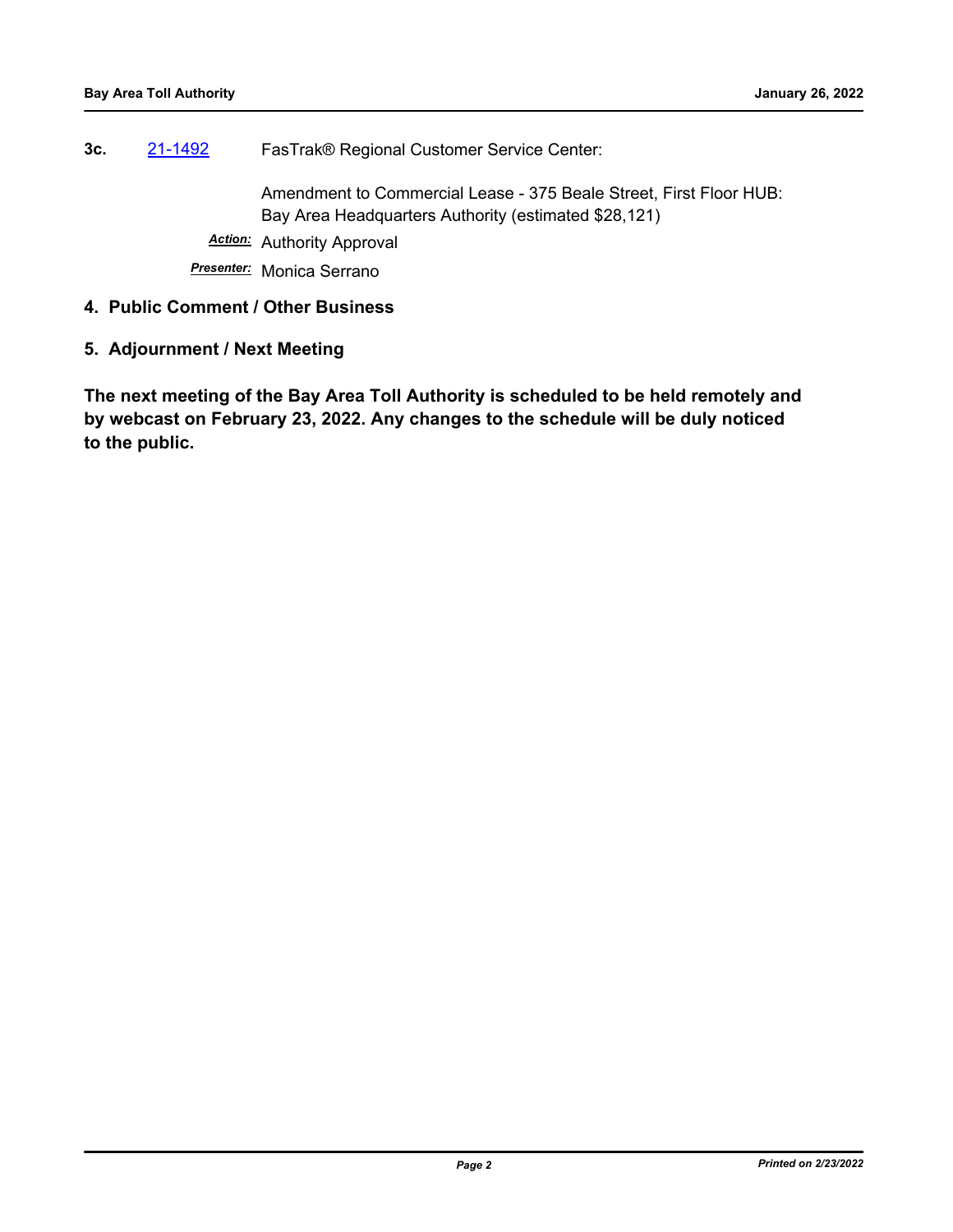**3c.** 21-1492 FasTrak® Regional Customer Service Center:

Amendment to Commercial Lease - 375 Beale Street, First Floor HUB: Bay Area Headquarters Authority (estimated $28,121)

*Action:* Authority Approval

*Presenter:* Monica Serrano

## 4. Public Comment / Other Business

## 5. Adjournment / Next Meeting

**The next meeting of the Bay Area Toll Authority is scheduled to be held remotely and by webcast on February 23, 2022. Any changes to the schedule will be duly noticed to the public.**